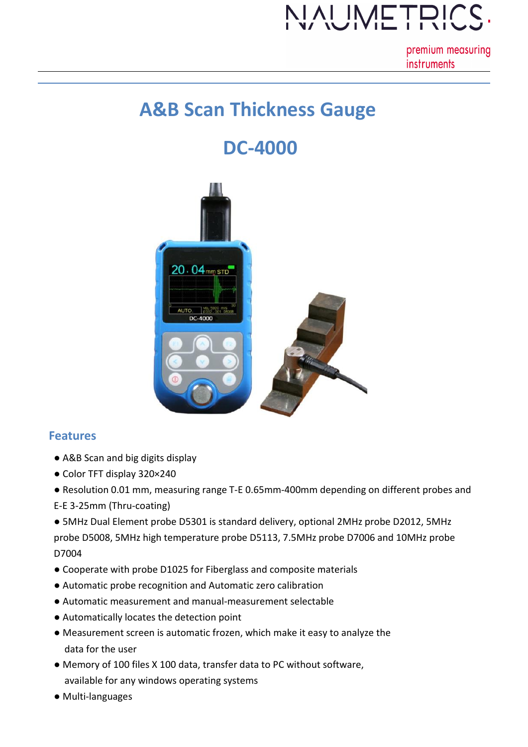NAUMETRICS.

premium measuring instruments

# A&B Scan Thickness Gauge

# DC-4000

## Features

- A&B Scan and big digits display
- Color TFT display 320×240
- Resolution 0.01 mm, measuring range T-E 0.65mm-400mm depending on different probes and E-E 3-25mm (Thru-coating)
- 5MHz Dual Element probe D5301 is standard delivery, optional 2MHz probe D2012, 5MHz probe D5008, 5MHz high temperature probe D5113, 7.5MHz probe D7006 and 10MHz probe D7004
- Cooperate with probe D1025 for Fiberglass and composite materials
- Automatic probe recognition and Automatic zero calibration
- Automatic measurement and manual-measurement selectable
- Automatically locates the detection point
- Measurement screen is automatic frozen, which make it easy to analyze the data for the user
- Memory of 100 files X 100 data, transfer data to PC without software, available for any windows operating systems
- Multi-languages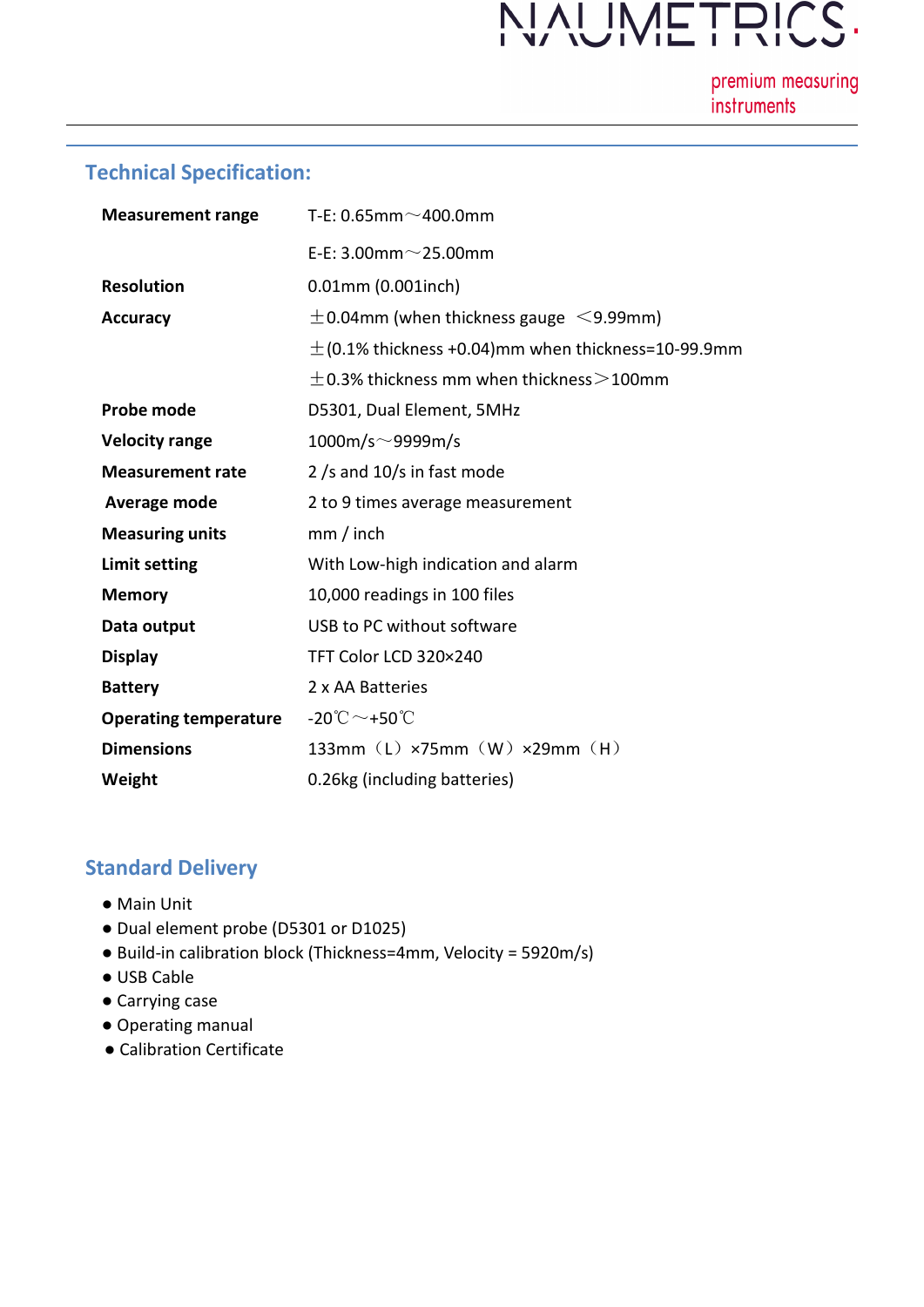## Technical Specification:

| | |
|---|---|
| **Measurement range** | T-E: 0.65mm～400.0mm |
| | E-E: 3.00mm～25.00mm |
| **Resolution** | 0.01mm (0.001inch) |
| **Accuracy** | ±0.04mm (when thickness gauge ＜9.99mm) |
| | ±(0.1% thickness +0.04)mm when thickness=10-99.9mm |
| | ±0.3% thickness mm when thickness＞100mm |
| **Probe mode** | D5301, Dual Element, 5MHz |
| **Velocity range** | 1000m/s～9999m/s |
| **Measurement rate** | 2 /s and 10/s in fast mode |
| **Average mode** | 2 to 9 times average measurement |
| **Measuring units** | mm / inch |
| **Limit setting** | With Low-high indication and alarm |
| **Memory** | 10,000 readings in 100 files |
| **Data output** | USB to PC without software |
| **Display** | TFT Color LCD 320×240 |
| **Battery** | 2 x AA Batteries |
| **Operating temperature** | -20℃～+50℃ |
| **Dimensions** | 133mm（L）×75mm（W）×29mm（H） |
| **Weight** | 0.26kg (including batteries) |

## Standard Delivery

- Main Unit
- Dual element probe (D5301 or D1025)
- Build-in calibration block (Thickness=4mm, Velocity = 5920m/s)
- USB Cable
- Carrying case
- Operating manual
- Calibration Certificate